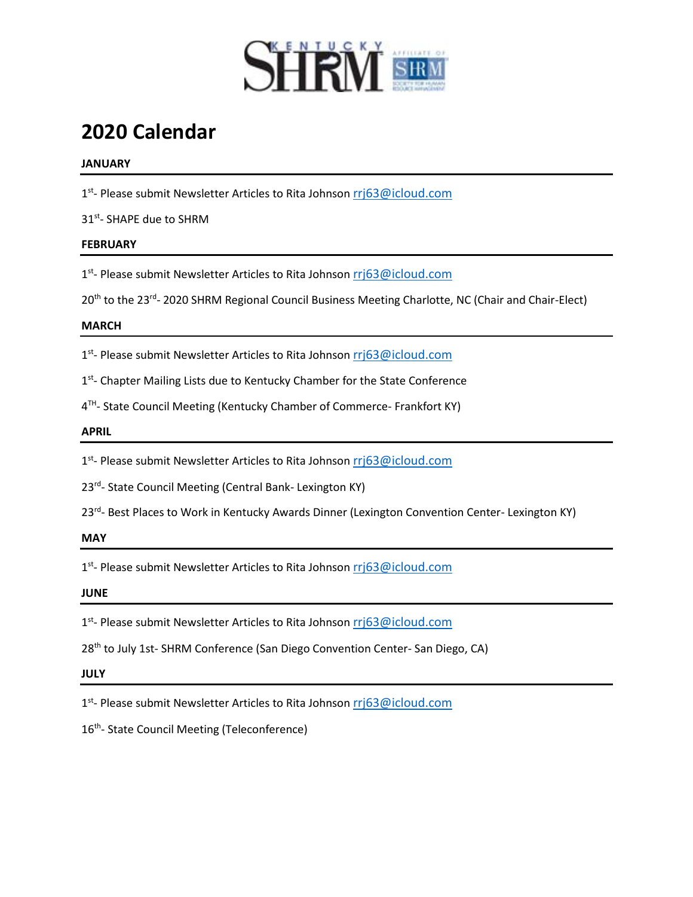# 2020 Calendar

**JANUARY**

1st- Please submit Newsletter Articles to Rita Johnson rrj63@icloud.com

31st- SHAPE due to SHRM

**FEBRUARY**

1st- Please submit Newsletter Articles to Rita Johnson rrj63@icloud.com

20th to the 23rd- 2020 SHRM Regional Council Business Meeting Charlotte, NC (Chair and Chair-Elect)

**MARCH**

1st- Please submit Newsletter Articles to Rita Johnson rrj63@icloud.com

1st- Chapter Mailing Lists due to Kentucky Chamber for the State Conference

4TH- State Council Meeting (Kentucky Chamber of Commerce- Frankfort KY)

**APRIL**

1st- Please submit Newsletter Articles to Rita Johnson rrj63@icloud.com

23rd- State Council Meeting (Central Bank- Lexington KY)

23rd- Best Places to Work in Kentucky Awards Dinner (Lexington Convention Center- Lexington KY)

**MAY**

1st- Please submit Newsletter Articles to Rita Johnson rrj63@icloud.com

**JUNE**

1st- Please submit Newsletter Articles to Rita Johnson rrj63@icloud.com

28th to July 1st- SHRM Conference (San Diego Convention Center- San Diego, CA)

**JULY**

1st- Please submit Newsletter Articles to Rita Johnson rrj63@icloud.com

16th- State Council Meeting (Teleconference)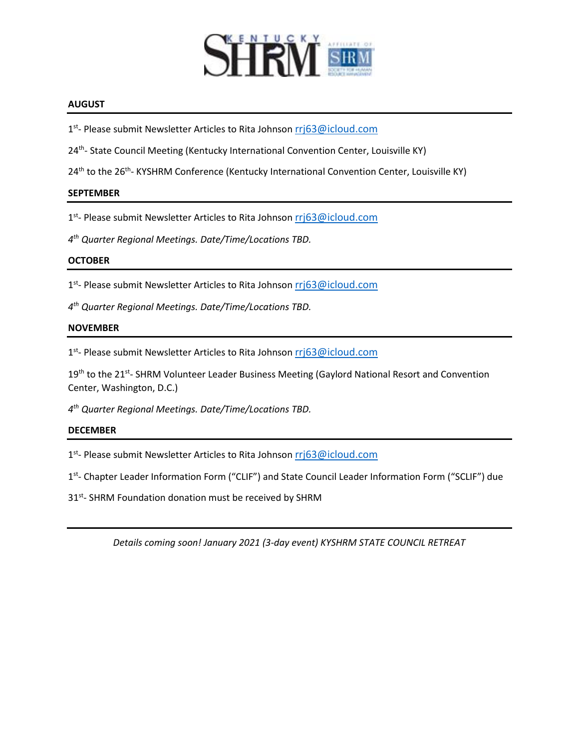## AUGUST

1st- Please submit Newsletter Articles to Rita Johnson rrj63@icloud.com

24th- State Council Meeting (Kentucky International Convention Center, Louisville KY)

24th to the 26th- KYSHRM Conference (Kentucky International Convention Center, Louisville KY)

## SEPTEMBER

1st- Please submit Newsletter Articles to Rita Johnson rrj63@icloud.com

*4th Quarter Regional Meetings. Date/Time/Locations TBD.*

## OCTOBER

1st- Please submit Newsletter Articles to Rita Johnson rrj63@icloud.com

*4th Quarter Regional Meetings. Date/Time/Locations TBD.*

## NOVEMBER

1st- Please submit Newsletter Articles to Rita Johnson rrj63@icloud.com

19th to the 21st- SHRM Volunteer Leader Business Meeting (Gaylord National Resort and Convention Center, Washington, D.C.)

*4th Quarter Regional Meetings. Date/Time/Locations TBD.*

## DECEMBER

1st- Please submit Newsletter Articles to Rita Johnson rrj63@icloud.com

1st- Chapter Leader Information Form ("CLIF") and State Council Leader Information Form ("SCLIF") due

31st- SHRM Foundation donation must be received by SHRM

---

*Details coming soon! January 2021 (3-day event) KYSHRM STATE COUNCIL RETREAT*